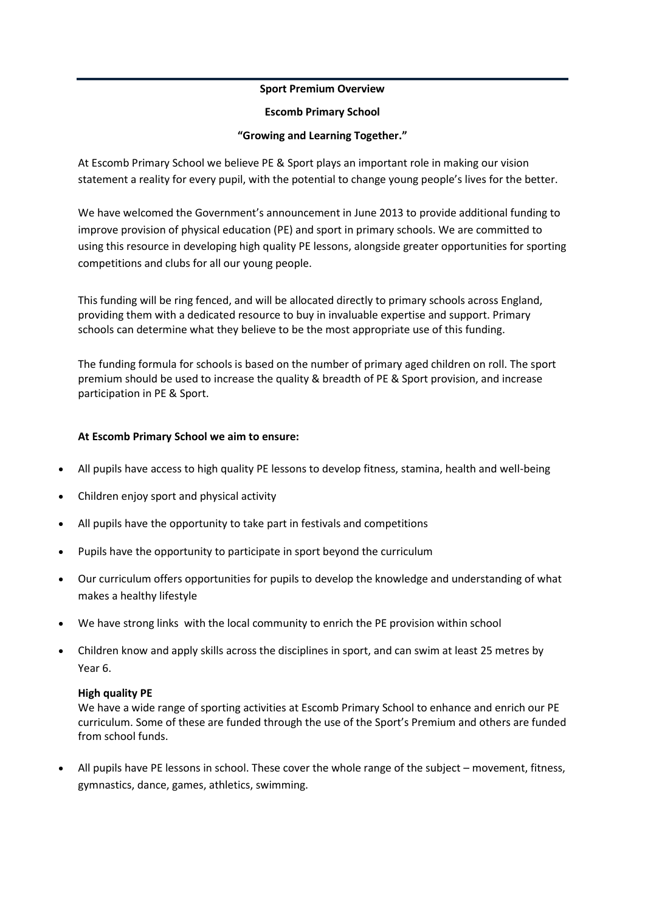**Sport Premium Overview**

**Escomb Primary School**

**"Growing and Learning Together."**

At Escomb Primary School we believe PE & Sport plays an important role in making our vision statement a reality for every pupil, with the potential to change young people's lives for the better.

We have welcomed the Government's announcement in June 2013 to provide additional funding to improve provision of physical education (PE) and sport in primary schools. We are committed to using this resource in developing high quality PE lessons, alongside greater opportunities for sporting competitions and clubs for all our young people.

This funding will be ring fenced, and will be allocated directly to primary schools across England, providing them with a dedicated resource to buy in invaluable expertise and support. Primary schools can determine what they believe to be the most appropriate use of this funding.

The funding formula for schools is based on the number of primary aged children on roll. The sport premium should be used to increase the quality & breadth of PE & Sport provision, and increase participation in PE & Sport.

**At Escomb Primary School we aim to ensure:**

- All pupils have access to high quality PE lessons to develop fitness, stamina, health and well-being
- Children enjoy sport and physical activity
- All pupils have the opportunity to take part in festivals and competitions
- Pupils have the opportunity to participate in sport beyond the curriculum
- Our curriculum offers opportunities for pupils to develop the knowledge and understanding of what makes a healthy lifestyle
- We have strong links with the local community to enrich the PE provision within school
- Children know and apply skills across the disciplines in sport, and can swim at least 25 metres by Year 6.

**High quality PE**

We have a wide range of sporting activities at Escomb Primary School to enhance and enrich our PE curriculum. Some of these are funded through the use of the Sport's Premium and others are funded from school funds.

- All pupils have PE lessons in school. These cover the whole range of the subject – movement, fitness, gymnastics, dance, games, athletics, swimming.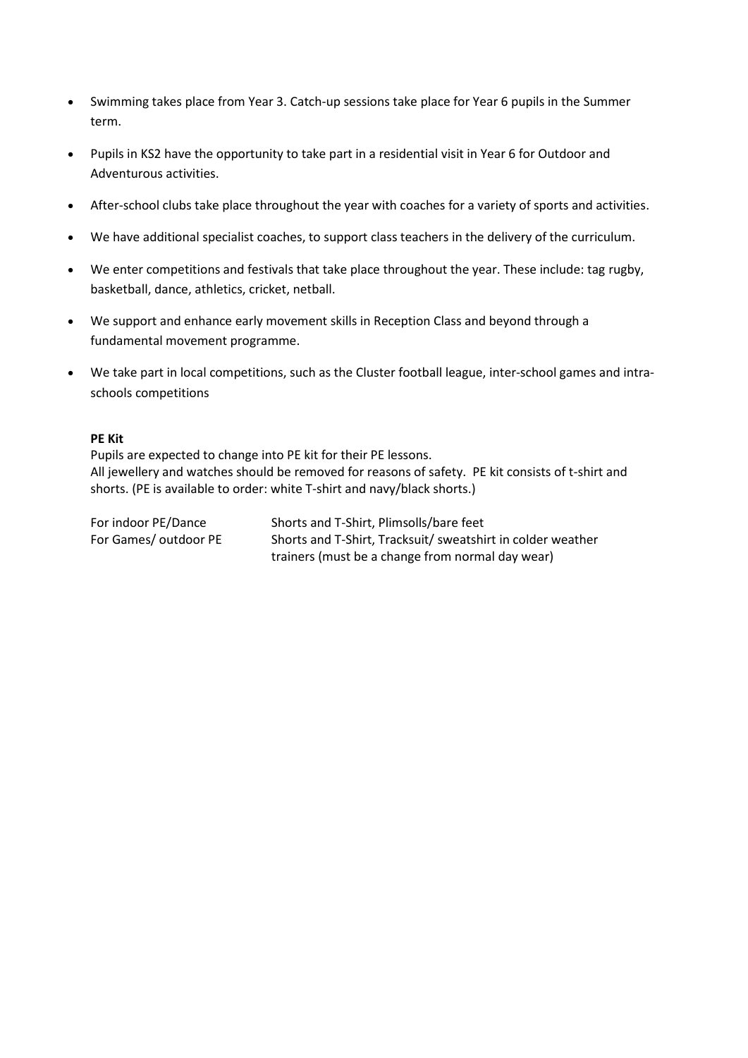- Swimming takes place from Year 3. Catch-up sessions take place for Year 6 pupils in the Summer term.
- Pupils in KS2 have the opportunity to take part in a residential visit in Year 6 for Outdoor and Adventurous activities.
- After-school clubs take place throughout the year with coaches for a variety of sports and activities.
- We have additional specialist coaches, to support class teachers in the delivery of the curriculum.
- We enter competitions and festivals that take place throughout the year. These include: tag rugby, basketball, dance, athletics, cricket, netball.
- We support and enhance early movement skills in Reception Class and beyond through a fundamental movement programme.
- We take part in local competitions, such as the Cluster football league, inter-school games and intra-schools competitions

**PE Kit**

Pupils are expected to change into PE kit for their PE lessons.
All jewellery and watches should be removed for reasons of safety. PE kit consists of t-shirt and shorts. (PE is available to order: white T-shirt and navy/black shorts.)

| | |
|---|---|
| For indoor PE/Dance | Shorts and T-Shirt, Plimsolls/bare feet |
| For Games/ outdoor PE | Shorts and T-Shirt, Tracksuit/ sweatshirt in colder weather trainers (must be a change from normal day wear) |